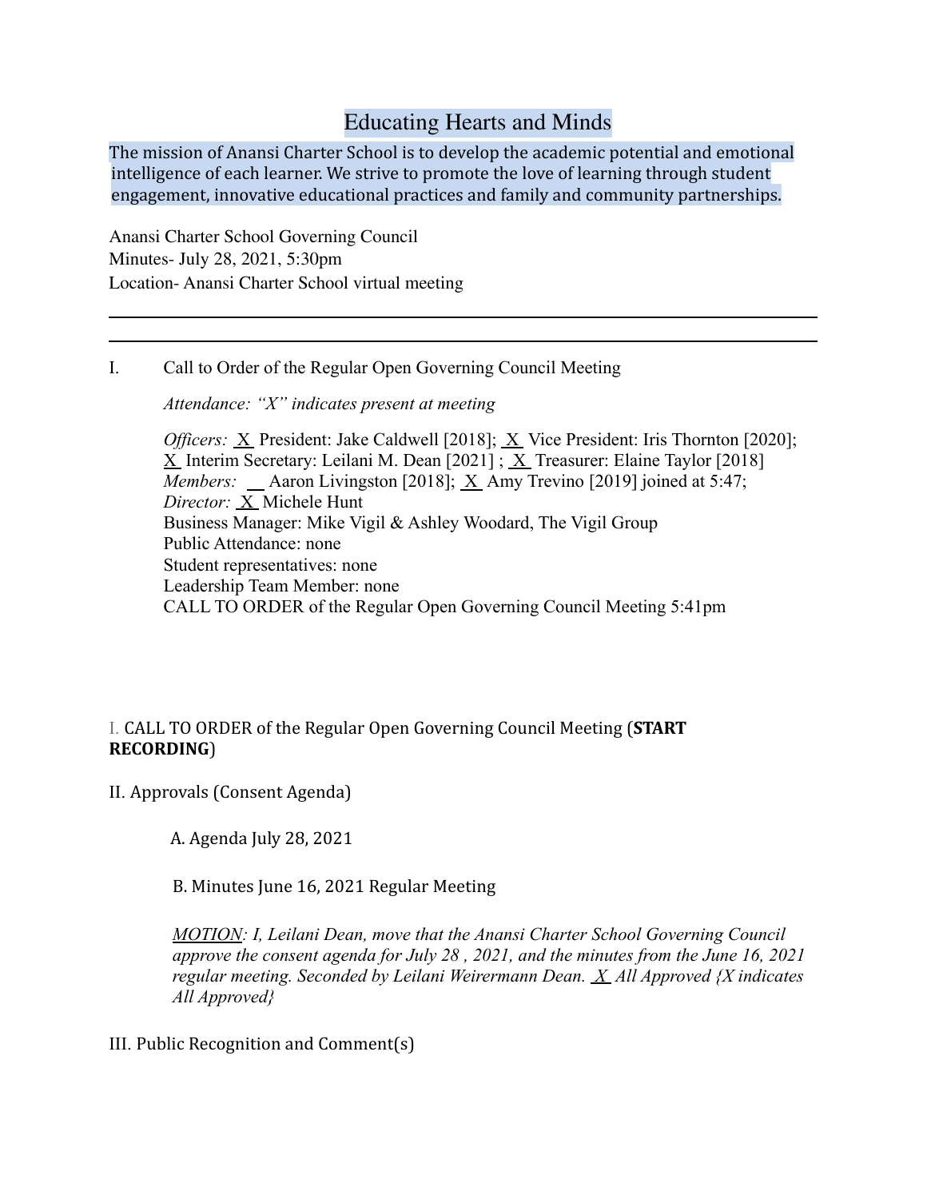# Educating Hearts and Minds

The mission of Anansi Charter School is to develop the academic potential and emotional intelligence of each learner. We strive to promote the love of learning through student engagement, innovative educational practices and family and community partnerships.

Anansi Charter School Governing Council
Minutes- July 28, 2021, 5:30pm
Location- Anansi Charter School virtual meeting

---

I. Call to Order of the Regular Open Governing Council Meeting

*Attendance: "X" indicates present at meeting*

*Officers:* X President: Jake Caldwell [2018]; X Vice President: Iris Thornton [2020]; X Interim Secretary: Leilani M. Dean [2021] ; X Treasurer: Elaine Taylor [2018]
*Members:* __ Aaron Livingston [2018]; X Amy Trevino [2019] joined at 5:47;
*Director:* X Michele Hunt
Business Manager: Mike Vigil & Ashley Woodard, The Vigil Group
Public Attendance: none
Student representatives: none
Leadership Team Member: none
CALL TO ORDER of the Regular Open Governing Council Meeting 5:41pm

I. CALL TO ORDER of the Regular Open Governing Council Meeting (**START RECORDING**)

II. Approvals (Consent Agenda)

A. Agenda July 28, 2021

B. Minutes June 16, 2021 Regular Meeting

*MOTION: I, Leilani Dean, move that the Anansi Charter School Governing Council approve the consent agenda for July 28 , 2021, and the minutes from the June 16, 2021 regular meeting. Seconded by Leilani Weirermann Dean. X All Approved {X indicates All Approved}*

III. Public Recognition and Comment(s)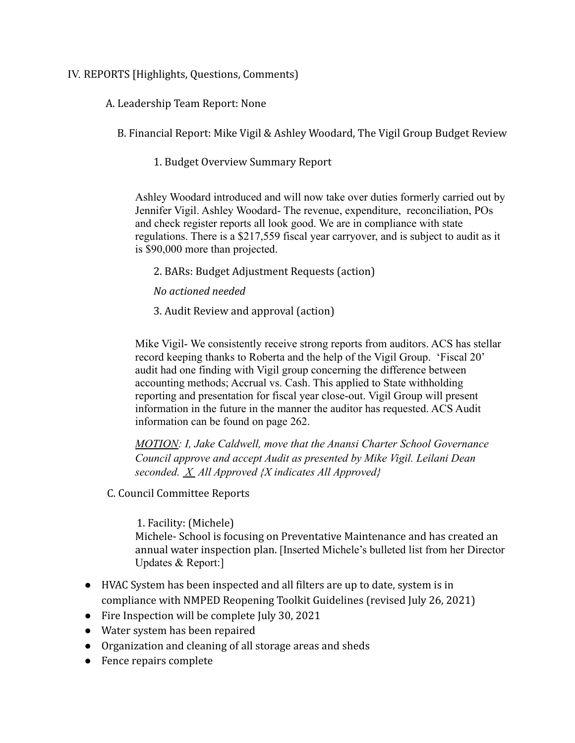IV. REPORTS [Highlights, Questions, Comments)

A. Leadership Team Report: None

B. Financial Report: Mike Vigil & Ashley Woodard, The Vigil Group Budget Review

1. Budget Overview Summary Report

Ashley Woodard introduced and will now take over duties formerly carried out by Jennifer Vigil. Ashley Woodard- The revenue, expenditure, reconciliation, POs and check register reports all look good. We are in compliance with state regulations. There is a $217,559 fiscal year carryover, and is subject to audit as it is $90,000 more than projected.

2. BARs: Budget Adjustment Requests (action)

*No actioned needed*

3. Audit Review and approval (action)

Mike Vigil- We consistently receive strong reports from auditors. ACS has stellar record keeping thanks to Roberta and the help of the Vigil Group. 'Fiscal 20' audit had one finding with Vigil group concerning the difference between accounting methods; Accrual vs. Cash. This applied to State withholding reporting and presentation for fiscal year close-out. Vigil Group will present information in the future in the manner the auditor has requested. ACS Audit information can be found on page 262.

*<u>MOTION</u>: I, Jake Caldwell, move that the Anansi Charter School Governance Council approve and accept Audit as presented by Mike Vigil. Leilani Dean seconded. <u>X</u> All Approved {X indicates All Approved}*

C. Council Committee Reports

1. Facility: (Michele)
Michele- School is focusing on Preventative Maintenance and has created an annual water inspection plan. [Inserted Michele's bulleted list from her Director Updates & Report:]

- HVAC System has been inspected and all filters are up to date, system is in compliance with NMPED Reopening Toolkit Guidelines (revised July 26, 2021)
- Fire Inspection will be complete July 30, 2021
- Water system has been repaired
- Organization and cleaning of all storage areas and sheds
- Fence repairs complete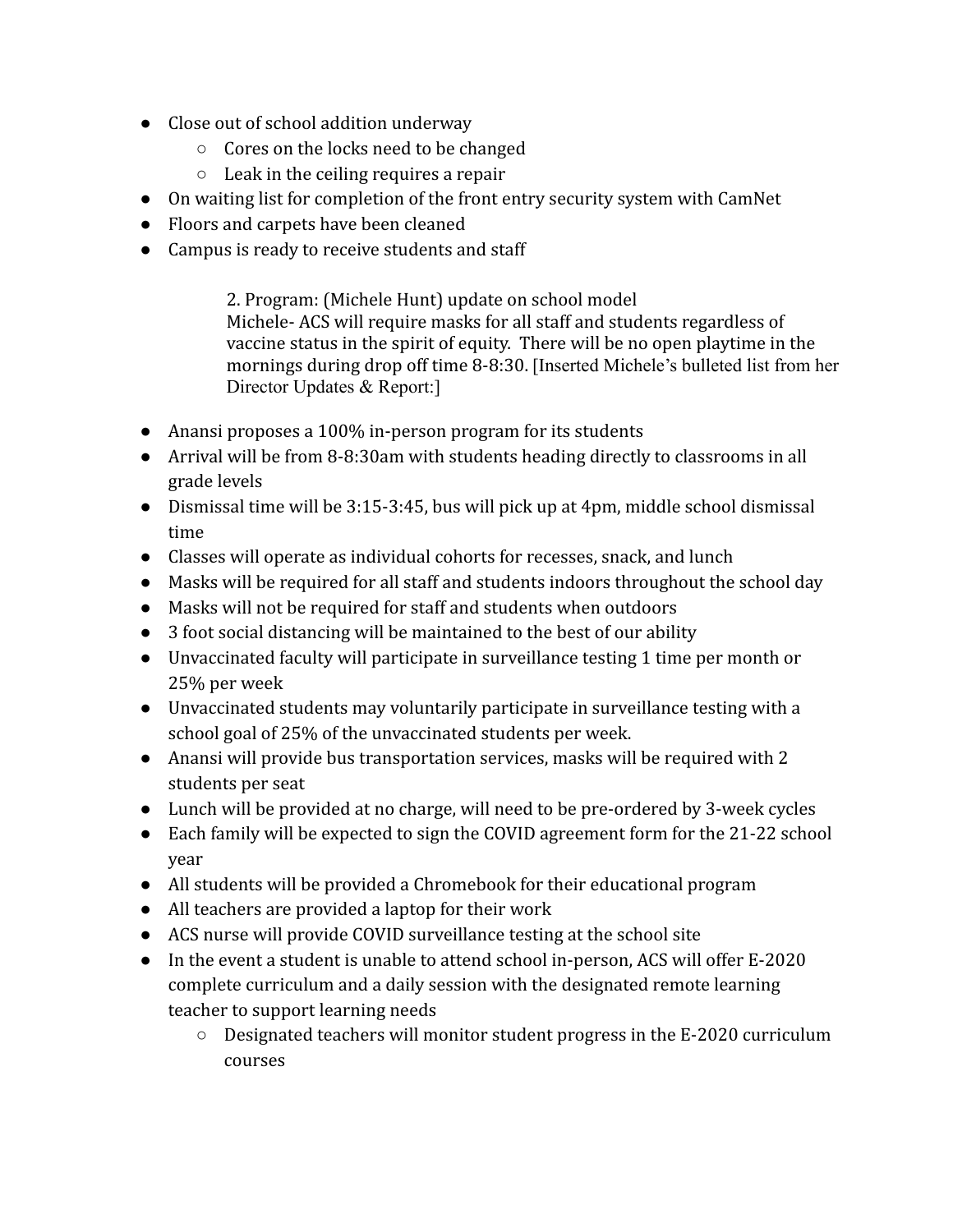- Close out of school addition underway
  - Cores on the locks need to be changed
  - Leak in the ceiling requires a repair
- On waiting list for completion of the front entry security system with CamNet
- Floors and carpets have been cleaned
- Campus is ready to receive students and staff

2. Program: (Michele Hunt) update on school model
Michele- ACS will require masks for all staff and students regardless of vaccine status in the spirit of equity. There will be no open playtime in the mornings during drop off time 8-8:30. [Inserted Michele's bulleted list from her Director Updates & Report:]

- Anansi proposes a 100% in-person program for its students
- Arrival will be from 8-8:30am with students heading directly to classrooms in all grade levels
- Dismissal time will be 3:15-3:45, bus will pick up at 4pm, middle school dismissal time
- Classes will operate as individual cohorts for recesses, snack, and lunch
- Masks will be required for all staff and students indoors throughout the school day
- Masks will not be required for staff and students when outdoors
- 3 foot social distancing will be maintained to the best of our ability
- Unvaccinated faculty will participate in surveillance testing 1 time per month or 25% per week
- Unvaccinated students may voluntarily participate in surveillance testing with a school goal of 25% of the unvaccinated students per week.
- Anansi will provide bus transportation services, masks will be required with 2 students per seat
- Lunch will be provided at no charge, will need to be pre-ordered by 3-week cycles
- Each family will be expected to sign the COVID agreement form for the 21-22 school year
- All students will be provided a Chromebook for their educational program
- All teachers are provided a laptop for their work
- ACS nurse will provide COVID surveillance testing at the school site
- In the event a student is unable to attend school in-person, ACS will offer E-2020 complete curriculum and a daily session with the designated remote learning teacher to support learning needs
  - Designated teachers will monitor student progress in the E-2020 curriculum courses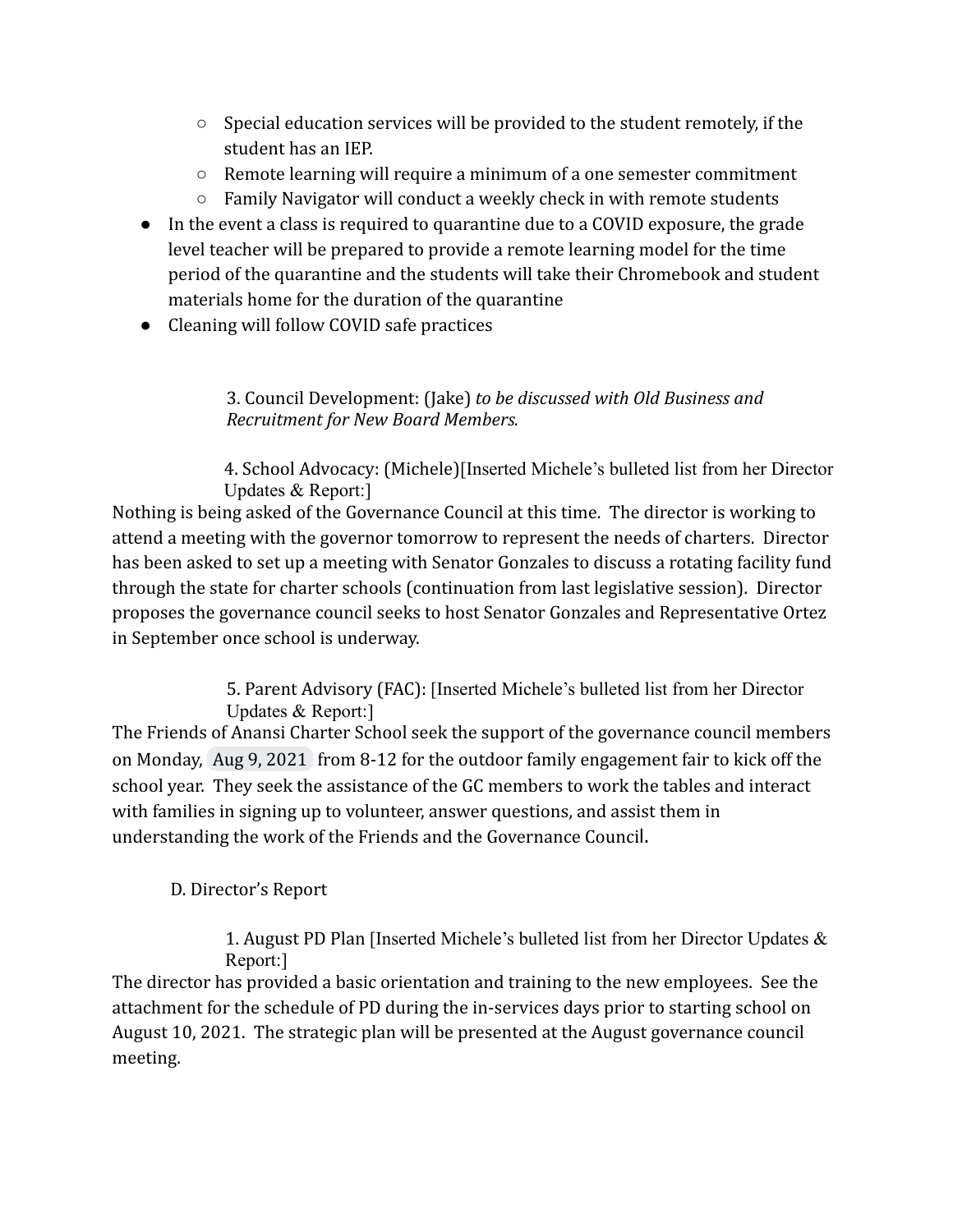- Special education services will be provided to the student remotely, if the student has an IEP.
    - Remote learning will require a minimum of a one semester commitment
    - Family Navigator will conduct a weekly check in with remote students
- In the event a class is required to quarantine due to a COVID exposure, the grade level teacher will be prepared to provide a remote learning model for the time period of the quarantine and the students will take their Chromebook and student materials home for the duration of the quarantine
- Cleaning will follow COVID safe practices

3. Council Development: (Jake) *to be discussed with Old Business and Recruitment for New Board Members.*

4. School Advocacy: (Michele)[Inserted Michele's bulleted list from her Director Updates & Report:]

Nothing is being asked of the Governance Council at this time. The director is working to attend a meeting with the governor tomorrow to represent the needs of charters. Director has been asked to set up a meeting with Senator Gonzales to discuss a rotating facility fund through the state for charter schools (continuation from last legislative session). Director proposes the governance council seeks to host Senator Gonzales and Representative Ortez in September once school is underway.

5. Parent Advisory (FAC): [Inserted Michele's bulleted list from her Director Updates & Report:]

The Friends of Anansi Charter School seek the support of the governance council members on Monday, Aug 9, 2021 from 8-12 for the outdoor family engagement fair to kick off the school year. They seek the assistance of the GC members to work the tables and interact with families in signing up to volunteer, answer questions, and assist them in understanding the work of the Friends and the Governance Council**.**

D. Director's Report

1. August PD Plan [Inserted Michele's bulleted list from her Director Updates & Report:]

The director has provided a basic orientation and training to the new employees. See the attachment for the schedule of PD during the in-services days prior to starting school on August 10, 2021. The strategic plan will be presented at the August governance council meeting.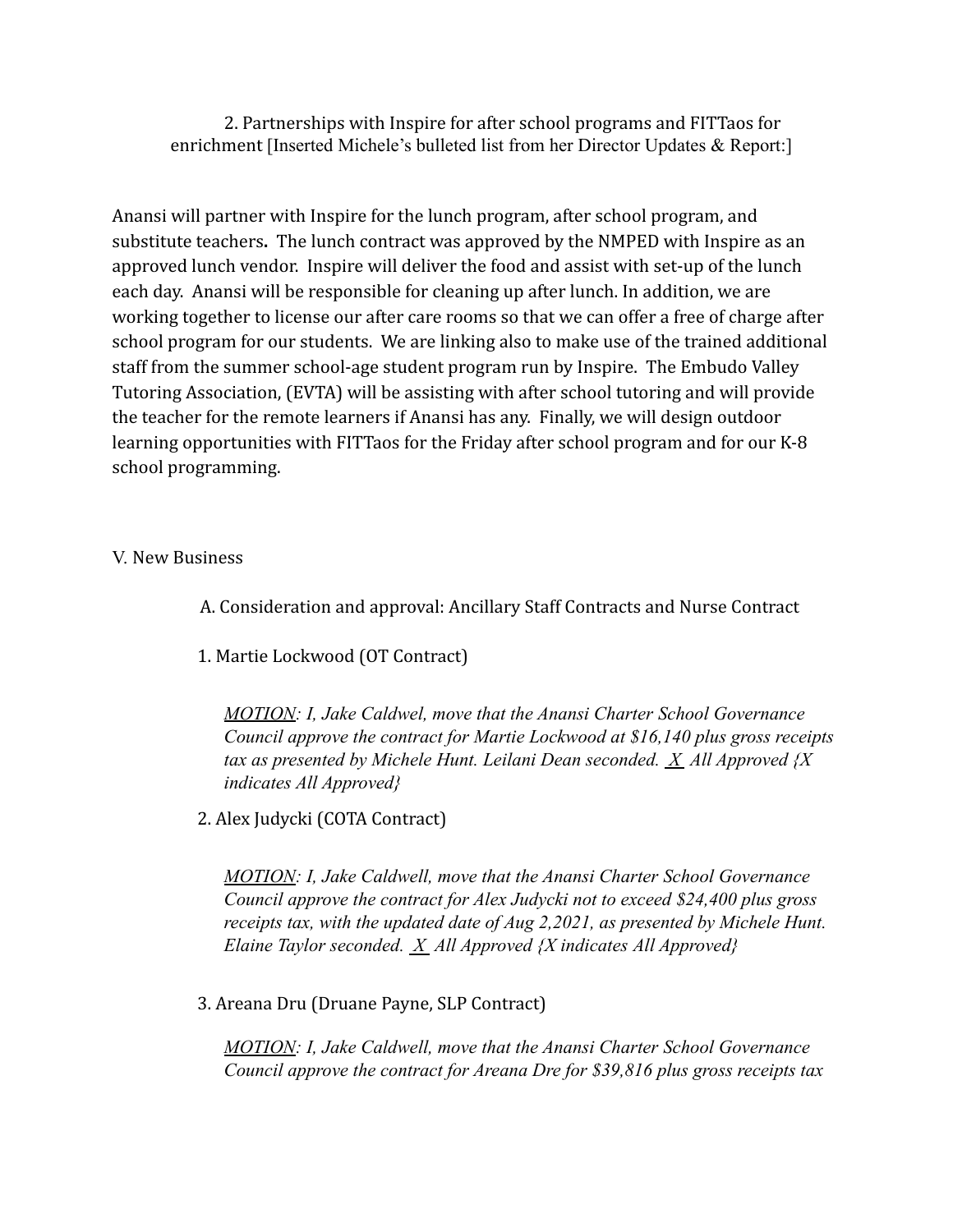2. Partnerships with Inspire for after school programs and FITTaos for enrichment [Inserted Michele's bulleted list from her Director Updates & Report:]

Anansi will partner with Inspire for the lunch program, after school program, and substitute teachers**.** The lunch contract was approved by the NMPED with Inspire as an approved lunch vendor. Inspire will deliver the food and assist with set-up of the lunch each day. Anansi will be responsible for cleaning up after lunch. In addition, we are working together to license our after care rooms so that we can offer a free of charge after school program for our students. We are linking also to make use of the trained additional staff from the summer school-age student program run by Inspire. The Embudo Valley Tutoring Association, (EVTA) will be assisting with after school tutoring and will provide the teacher for the remote learners if Anansi has any. Finally, we will design outdoor learning opportunities with FITTaos for the Friday after school program and for our K-8 school programming.

V. New Business

A. Consideration and approval: Ancillary Staff Contracts and Nurse Contract

1. Martie Lockwood (OT Contract)

*MOTION: I, Jake Caldwel, move that the Anansi Charter School Governance Council approve the contract for Martie Lockwood at $16,140 plus gross receipts tax as presented by Michele Hunt. Leilani Dean seconded. X All Approved {X indicates All Approved}*

2. Alex Judycki (COTA Contract)

*MOTION: I, Jake Caldwell, move that the Anansi Charter School Governance Council approve the contract for Alex Judycki not to exceed $24,400 plus gross receipts tax, with the updated date of Aug 2,2021, as presented by Michele Hunt. Elaine Taylor seconded. X All Approved {X indicates All Approved}*

3. Areana Dru (Druane Payne, SLP Contract)

*MOTION: I, Jake Caldwell, move that the Anansi Charter School Governance Council approve the contract for Areana Dre for $39,816 plus gross receipts tax*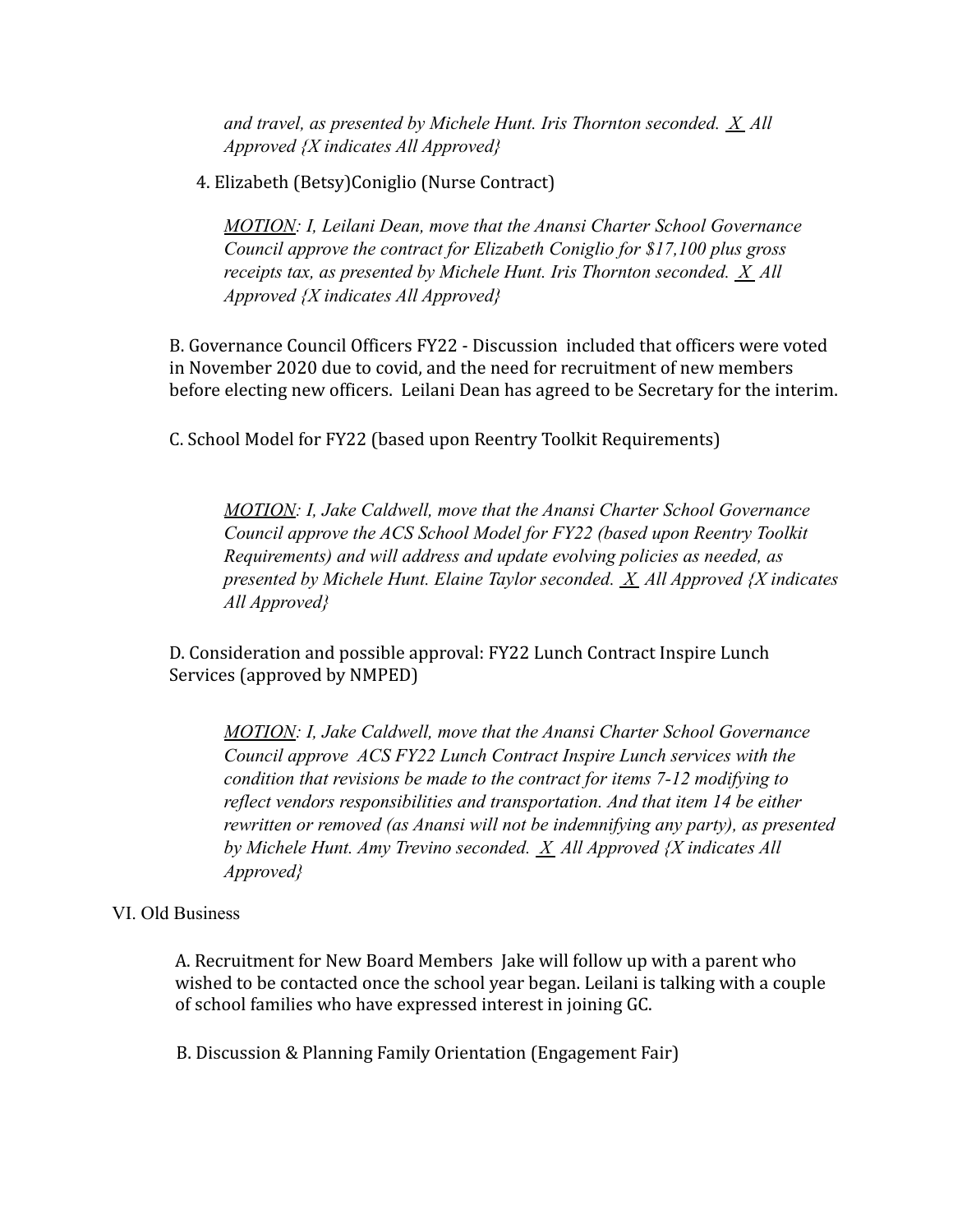*and travel, as presented by Michele Hunt. Iris Thornton seconded. X All Approved {X indicates All Approved}*

4. Elizabeth (Betsy)Coniglio (Nurse Contract)

*MOTION: I, Leilani Dean, move that the Anansi Charter School Governance Council approve the contract for Elizabeth Coniglio for $17,100 plus gross receipts tax, as presented by Michele Hunt. Iris Thornton seconded. X All Approved {X indicates All Approved}*

B. Governance Council Officers FY22 - Discussion included that officers were voted in November 2020 due to covid, and the need for recruitment of new members before electing new officers. Leilani Dean has agreed to be Secretary for the interim.

C. School Model for FY22 (based upon Reentry Toolkit Requirements)

*MOTION: I, Jake Caldwell, move that the Anansi Charter School Governance Council approve the ACS School Model for FY22 (based upon Reentry Toolkit Requirements) and will address and update evolving policies as needed, as presented by Michele Hunt. Elaine Taylor seconded. X All Approved {X indicates All Approved}*

D. Consideration and possible approval: FY22 Lunch Contract Inspire Lunch Services (approved by NMPED)

*MOTION: I, Jake Caldwell, move that the Anansi Charter School Governance Council approve ACS FY22 Lunch Contract Inspire Lunch services with the condition that revisions be made to the contract for items 7-12 modifying to reflect vendors responsibilities and transportation. And that item 14 be either rewritten or removed (as Anansi will not be indemnifying any party), as presented by Michele Hunt. Amy Trevino seconded. X All Approved {X indicates All Approved}*

VI. Old Business

A. Recruitment for New Board Members Jake will follow up with a parent who wished to be contacted once the school year began. Leilani is talking with a couple of school families who have expressed interest in joining GC.

B. Discussion & Planning Family Orientation (Engagement Fair)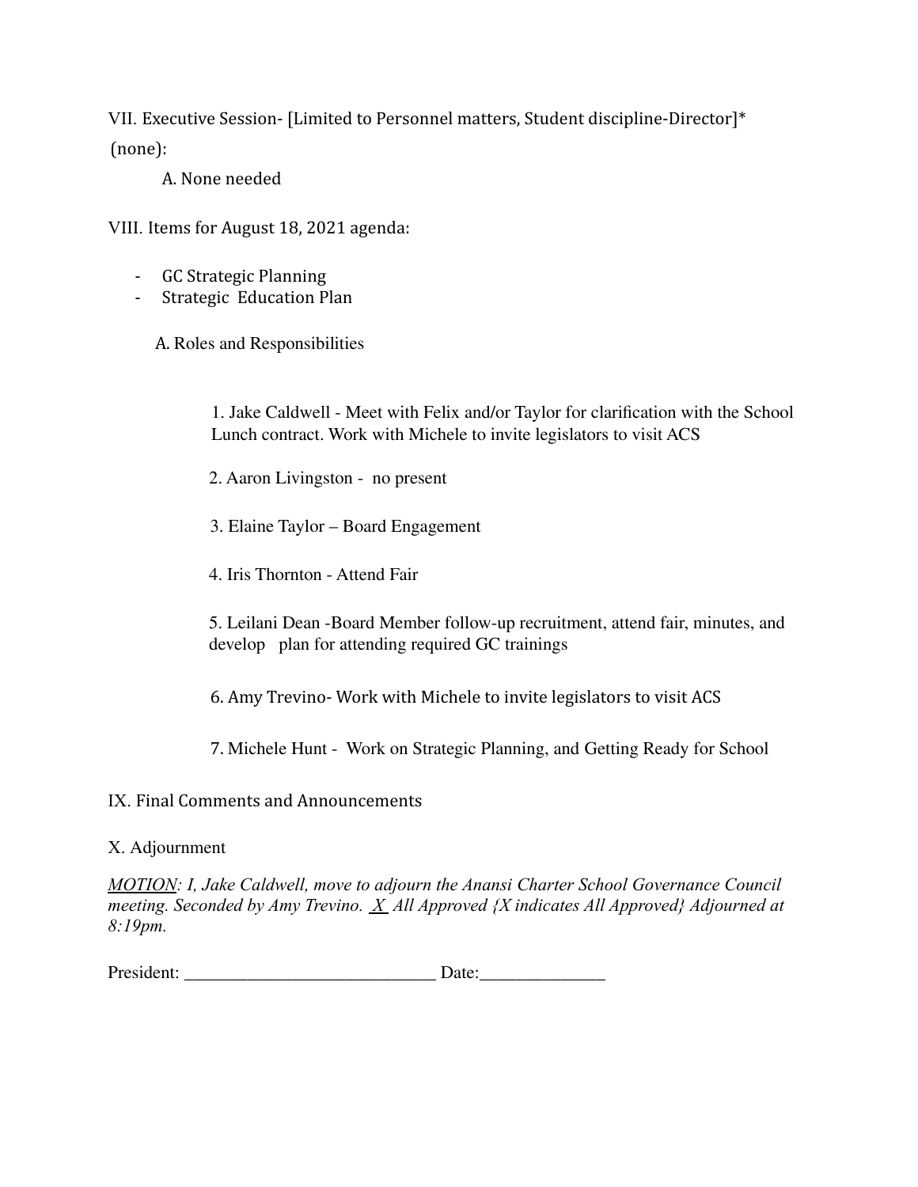VII. Executive Session- [Limited to Personnel matters, Student discipline-Director]* (none):

A. None needed

VIII. Items for August 18, 2021 agenda:

- GC Strategic Planning
- Strategic Education Plan

A. Roles and Responsibilities

1. Jake Caldwell - Meet with Felix and/or Taylor for clarification with the School Lunch contract. Work with Michele to invite legislators to visit ACS

2. Aaron Livingston - no present

3. Elaine Taylor – Board Engagement

4. Iris Thornton - Attend Fair

5. Leilani Dean -Board Member follow-up recruitment, attend fair, minutes, and develop plan for attending required GC trainings

6. Amy Trevino- Work with Michele to invite legislators to visit ACS

7. Michele Hunt - Work on Strategic Planning, and Getting Ready for School

IX. Final Comments and Announcements

X. Adjournment

*__MOTION__: I, Jake Caldwell, move to adjourn the Anansi Charter School Governance Council meeting. Seconded by Amy Trevino. __X__ All Approved {X indicates All Approved} Adjourned at 8:19pm.*

President: ____________________________ Date:______________